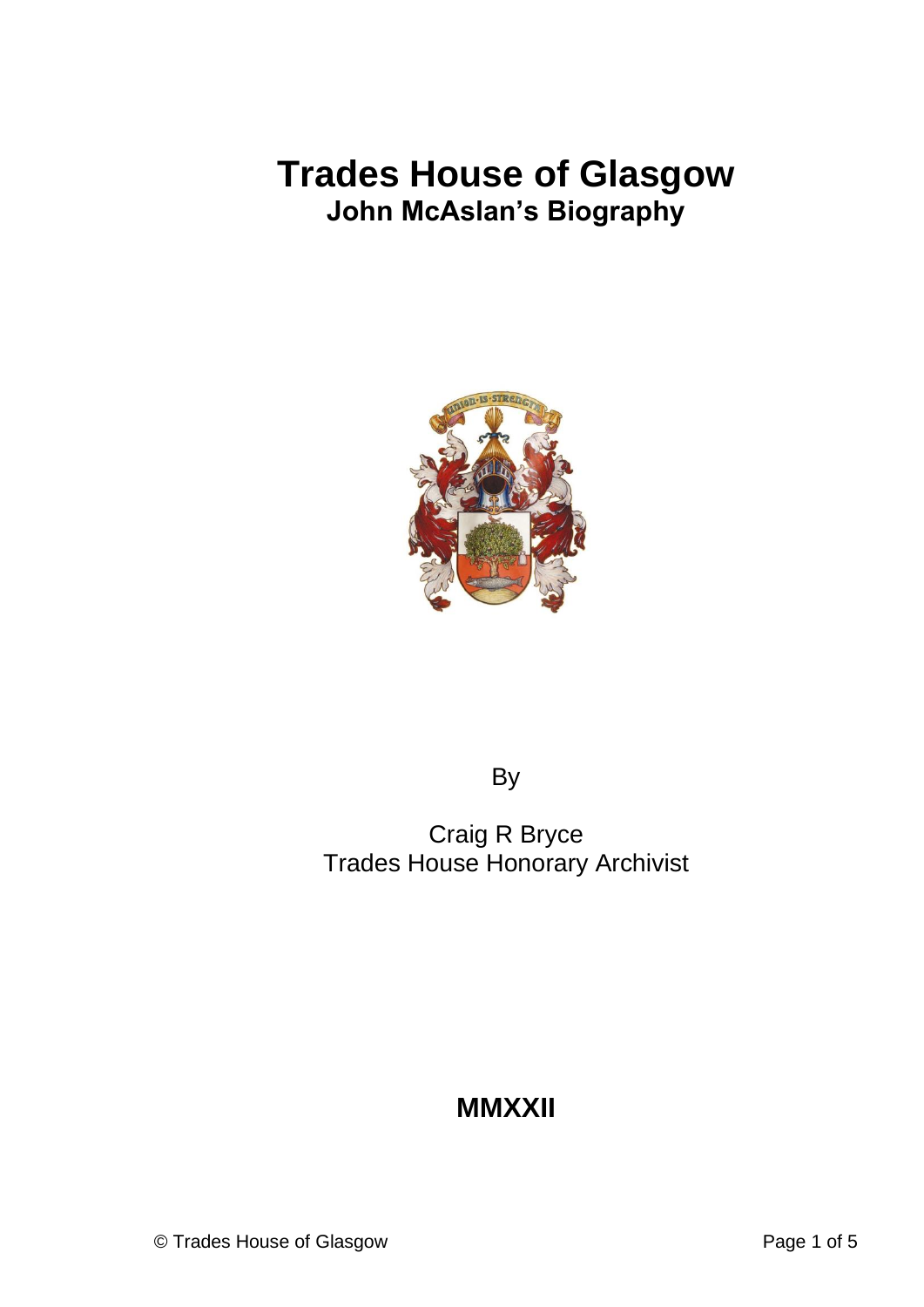# Trades House of Glasgow

## John McAslan's Biography

By

Craig R Bryce
Trades House Honorary Archivist

**MMXXII**

© Trades House of Glasgow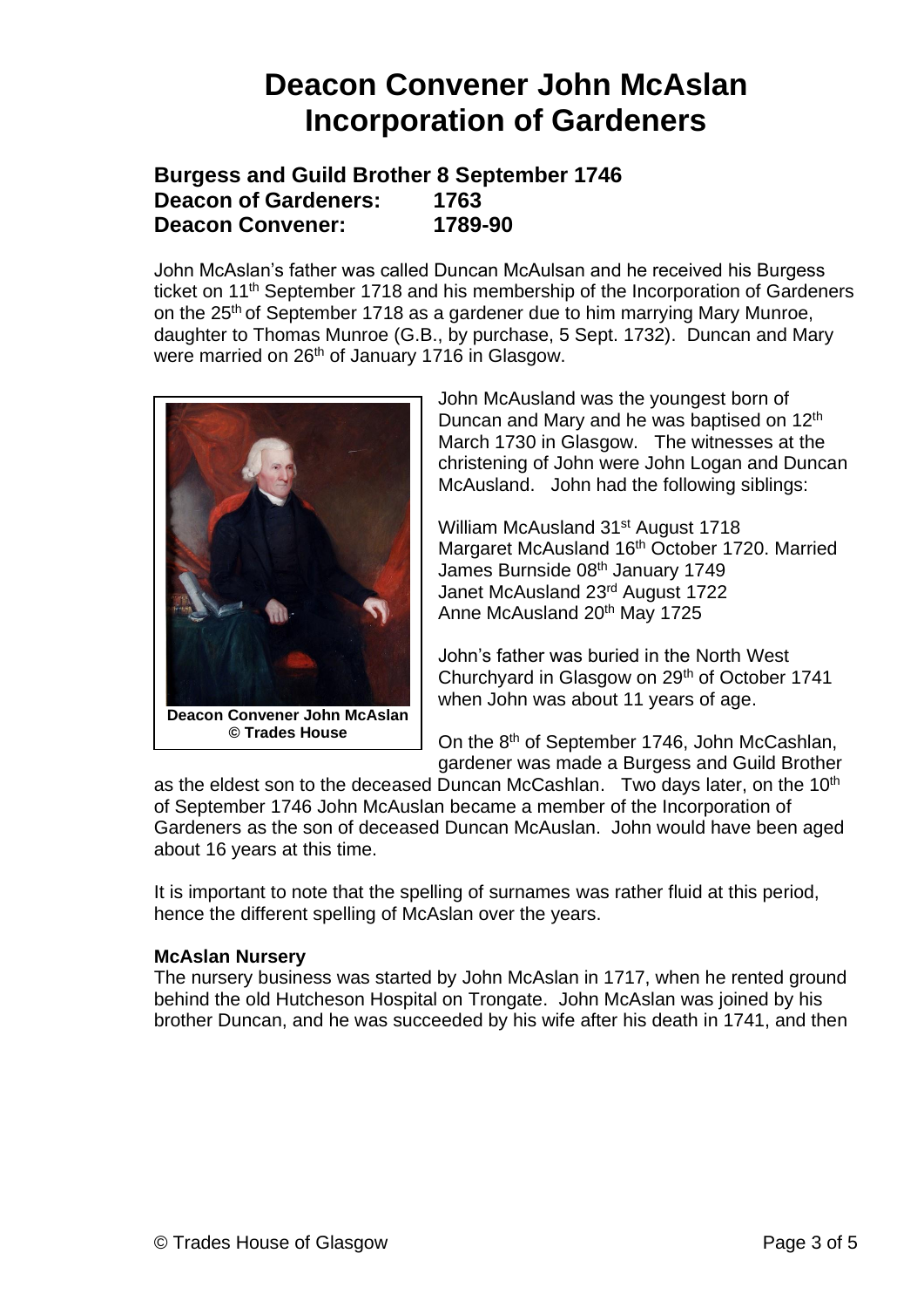# Deacon Convener John McAslan Incorporation of Gardeners

## Burgess and Guild Brother 8 September 1746
## Deacon of Gardeners: 1763
## Deacon Convener: 1789-90

John McAslan's father was called Duncan McAulsan and he received his Burgess ticket on 11th September 1718 and his membership of the Incorporation of Gardeners on the 25th of September 1718 as a gardener due to him marrying Mary Munroe, daughter to Thomas Munroe (G.B., by purchase, 5 Sept. 1732). Duncan and Mary were married on 26th of January 1716 in Glasgow.

**Deacon Convener John McAslan**
**© Trades House**

John McAusland was the youngest born of Duncan and Mary and he was baptised on 12th March 1730 in Glasgow. The witnesses at the christening of John were John Logan and Duncan McAusland. John had the following siblings:

William McAusland 31st August 1718
Margaret McAusland 16th October 1720. Married James Burnside 08th January 1749
Janet McAusland 23rd August 1722
Anne McAusland 20th May 1725

John's father was buried in the North West Churchyard in Glasgow on 29th of October 1741 when John was about 11 years of age.

On the 8th of September 1746, John McCashlan, gardener was made a Burgess and Guild Brother as the eldest son to the deceased Duncan McCashlan. Two days later, on the 10th of September 1746 John McAuslan became a member of the Incorporation of Gardeners as the son of deceased Duncan McAuslan. John would have been aged about 16 years at this time.

It is important to note that the spelling of surnames was rather fluid at this period, hence the different spelling of McAslan over the years.

**McAslan Nursery**

The nursery business was started by John McAslan in 1717, when he rented ground behind the old Hutcheson Hospital on Trongate. John McAslan was joined by his brother Duncan, and he was succeeded by his wife after his death in 1741, and then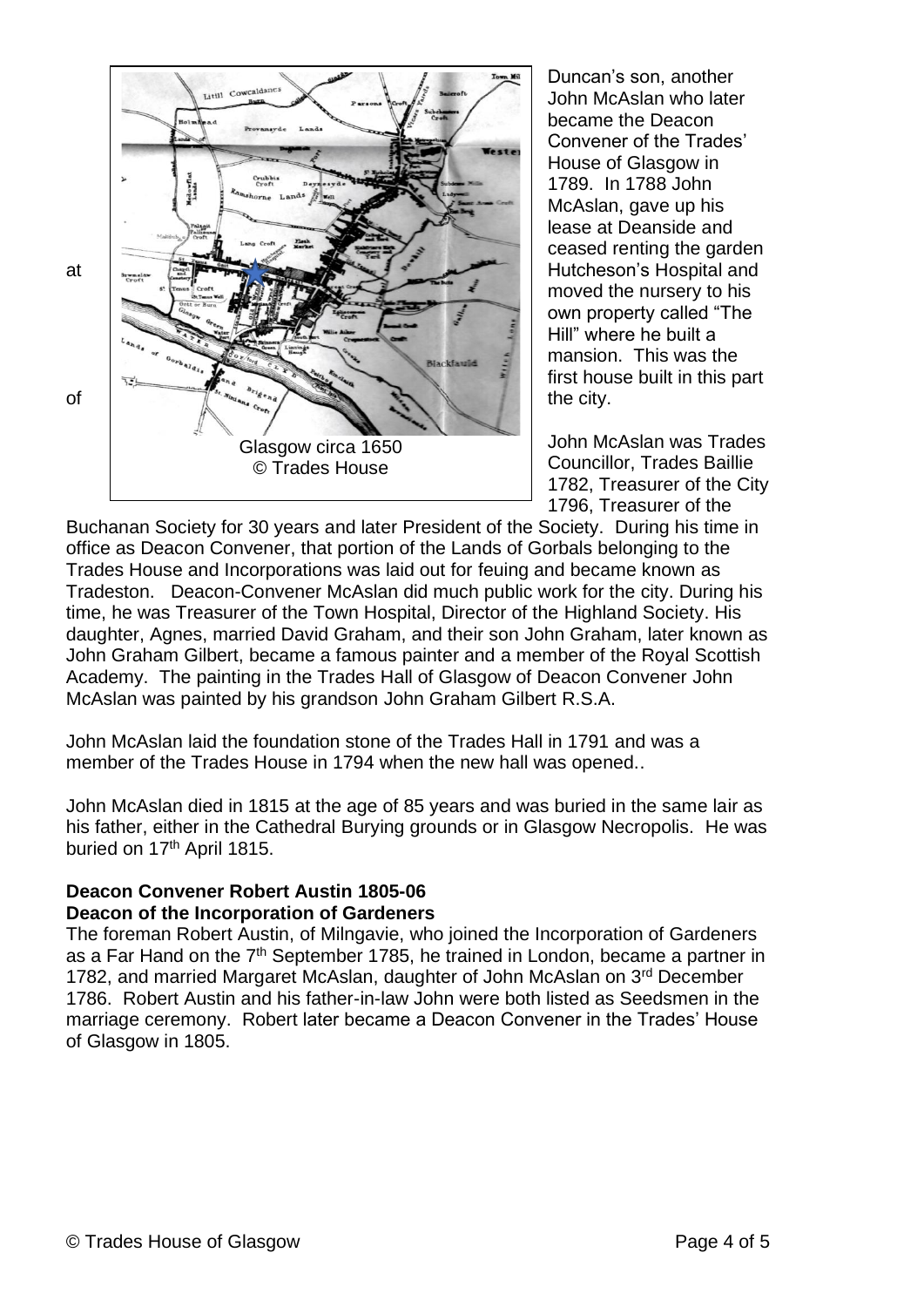at

of

Glasgow circa 1650
© Trades House

Duncan's son, another John McAslan who later became the Deacon Convener of the Trades' House of Glasgow in 1789. In 1788 John McAslan, gave up his lease at Deanside and ceased renting the garden Hutcheson's Hospital and moved the nursery to his own property called "The Hill" where he built a mansion. This was the first house built in this part the city.

John McAslan was Trades Councillor, Trades Baillie 1782, Treasurer of the City 1796, Treasurer of the Buchanan Society for 30 years and later President of the Society. During his time in office as Deacon Convener, that portion of the Lands of Gorbals belonging to the Trades House and Incorporations was laid out for feuing and became known as Tradeston. Deacon-Convener McAslan did much public work for the city. During his time, he was Treasurer of the Town Hospital, Director of the Highland Society. His daughter, Agnes, married David Graham, and their son John Graham, later known as John Graham Gilbert, became a famous painter and a member of the Royal Scottish Academy. The painting in the Trades Hall of Glasgow of Deacon Convener John McAslan was painted by his grandson John Graham Gilbert R.S.A.

John McAslan laid the foundation stone of the Trades Hall in 1791 and was a member of the Trades House in 1794 when the new hall was opened..

John McAslan died in 1815 at the age of 85 years and was buried in the same lair as his father, either in the Cathedral Burying grounds or in Glasgow Necropolis. He was buried on 17th April 1815.

**Deacon Convener Robert Austin 1805-06**
**Deacon of the Incorporation of Gardeners**

The foreman Robert Austin, of Milngavie, who joined the Incorporation of Gardeners as a Far Hand on the 7th September 1785, he trained in London, became a partner in 1782, and married Margaret McAslan, daughter of John McAslan on 3rd December 1786. Robert Austin and his father-in-law John were both listed as Seedsmen in the marriage ceremony. Robert later became a Deacon Convener in the Trades' House of Glasgow in 1805.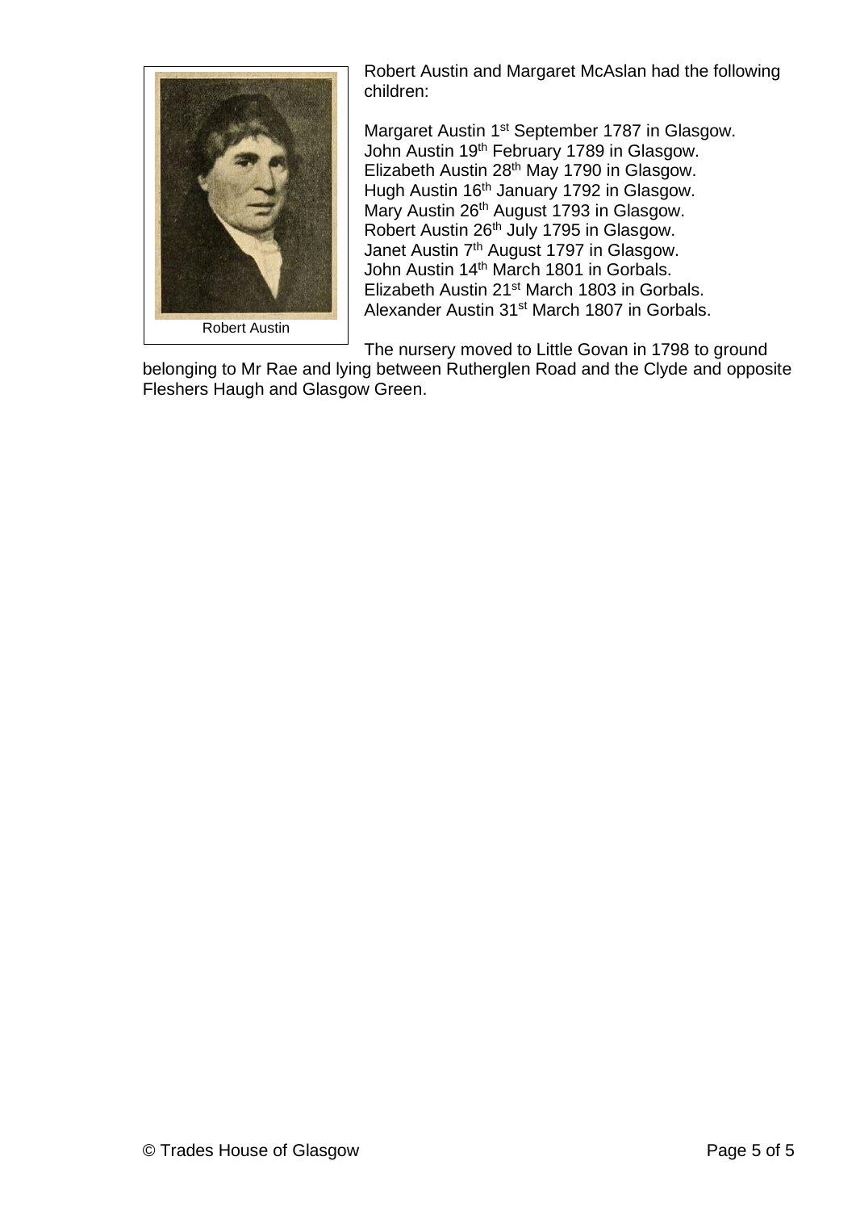Robert Austin

Robert Austin and Margaret McAslan had the following children:

Margaret Austin 1st September 1787 in Glasgow.
John Austin 19th February 1789 in Glasgow.
Elizabeth Austin 28th May 1790 in Glasgow.
Hugh Austin 16th January 1792 in Glasgow.
Mary Austin 26th August 1793 in Glasgow.
Robert Austin 26th July 1795 in Glasgow.
Janet Austin 7th August 1797 in Glasgow.
John Austin 14th March 1801 in Gorbals.
Elizabeth Austin 21st March 1803 in Gorbals.
Alexander Austin 31st March 1807 in Gorbals.

The nursery moved to Little Govan in 1798 to ground belonging to Mr Rae and lying between Rutherglen Road and the Clyde and opposite Fleshers Haugh and Glasgow Green.

© Trades House of Glasgow